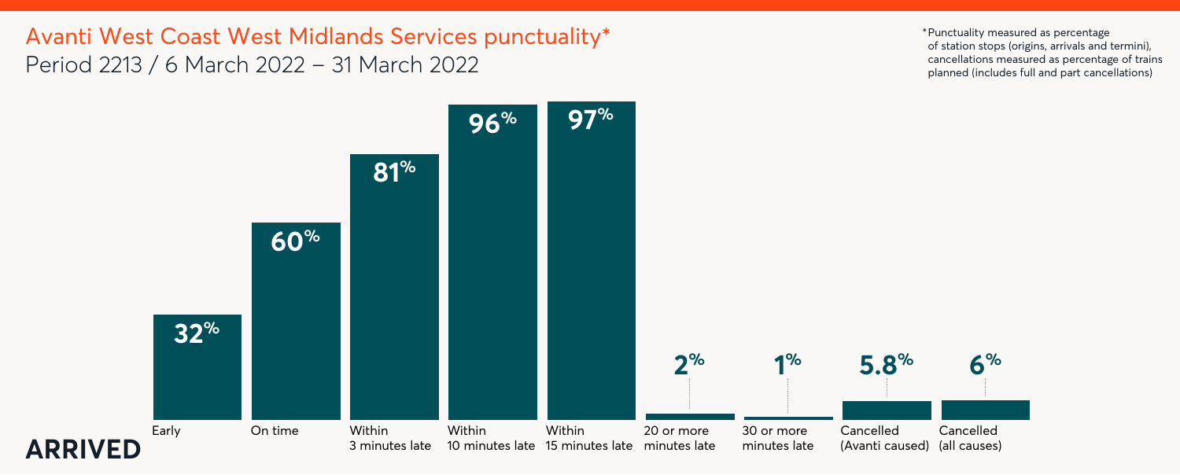# Avanti West Coast West Midlands Services punctuality*

Period 2213 / 6 March 2022 – 31 March 2022

*Punctuality measured as percentage of station stops (origins, arrivals and termini), cancellations measured as percentage of trains planned (includes full and part cancellations)

## ARRIVED

| Early | On time | Within 3 minutes late | Within 10 minutes late | Within 15 minutes late | 20 or more minutes late | 30 or more minutes late | Cancelled (Avanti caused) | Cancelled (all causes) |
|---|---|---|---|---|---|---|---|---|
| 32% | 60% | 81% | 96% | 97% | 2% | 1% | 5.8% | 6% |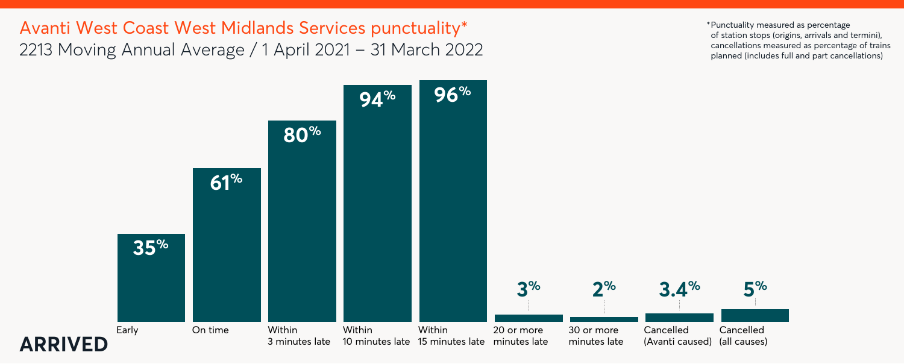# Avanti West Coast West Midlands Services punctuality*

2213 Moving Annual Average / 1 April 2021 – 31 March 2022

*Punctuality measured as percentage of station stops (origins, arrivals and termini), cancellations measured as percentage of trains planned (includes full and part cancellations)

**ARRIVED**

| Early | On time | Within 3 minutes late | Within 10 minutes late | Within 15 minutes late | 20 or more minutes late | 30 or more minutes late | Cancelled (Avanti caused) | Cancelled (all causes) |
|---|---|---|---|---|---|---|---|---|
| 35% | 61% | 80% | 94% | 96% | 3% | 2% | 3.4% | 5% |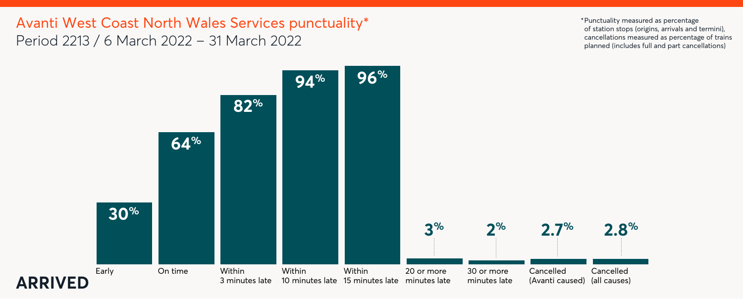# Avanti West Coast North Wales Services punctuality*

Period 2213 / 6 March 2022 – 31 March 2022

*Punctuality measured as percentage of station stops (origins, arrivals and termini), cancellations measured as percentage of trains planned (includes full and part cancellations)

**ARRIVED**

| Early | On time | Within 3 minutes late | Within 10 minutes late | Within 15 minutes late | 20 or more minutes late | 30 or more minutes late | Cancelled (Avanti caused) | Cancelled (all causes) |
| --- | --- | --- | --- | --- | --- | --- | --- | --- |
| 30% | 64% | 82% | 94% | 96% | 3% | 2% | 2.7% | 2.8% |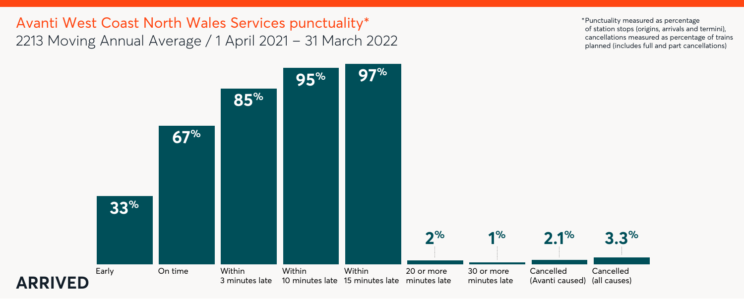# Avanti West Coast North Wales Services punctuality*

2213 Moving Annual Average / 1 April 2021 – 31 March 2022

*Punctuality measured as percentage of station stops (origins, arrivals and termini), cancellations measured as percentage of trains planned (includes full and part cancellations)

**ARRIVED**

| Early | On time | Within 3 minutes late | Within 10 minutes late | Within 15 minutes late | 20 or more minutes late | 30 or more minutes late | Cancelled (Avanti caused) | Cancelled (all causes) |
| --- | --- | --- | --- | --- | --- | --- | --- | --- |
| 33% | 67% | 85% | 95% | 97% | 2% | 1% | 2.1% | 3.3% |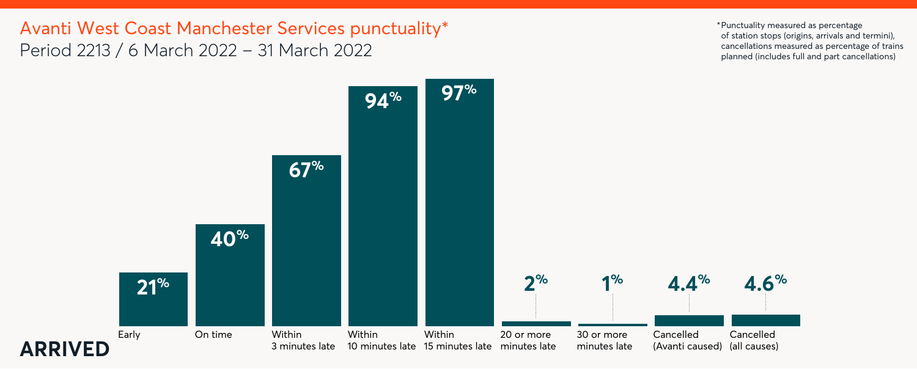# Avanti West Coast Manchester Services punctuality*

## Period 2213 / 6 March 2022 – 31 March 2022

*Punctuality measured as percentage of station stops (origins, arrivals and termini), cancellations measured as percentage of trains planned (includes full and part cancellations)

**ARRIVED**

| Early | On time | Within 3 minutes late | Within 10 minutes late | Within 15 minutes late | 20 or more minutes late | 30 or more minutes late | Cancelled (Avanti caused) | Cancelled (all causes) |
|---|---|---|---|---|---|---|---|---|
| 21% | 40% | 67% | 94% | 97% | 2% | 1% | 4.4% | 4.6% |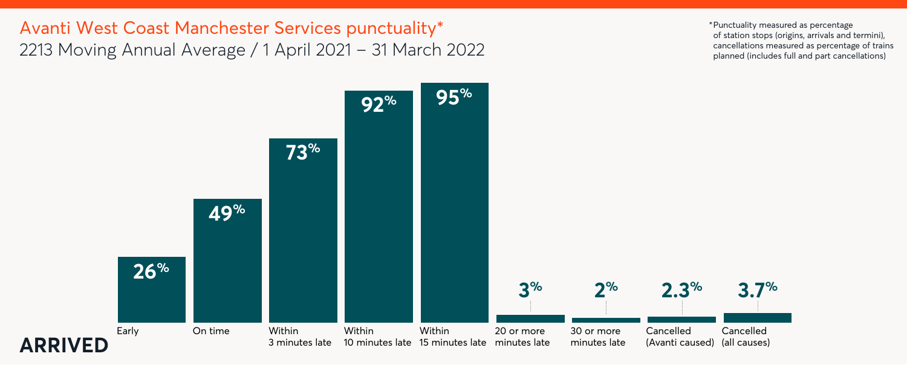# Avanti West Coast Manchester Services punctuality*

2213 Moving Annual Average / 1 April 2021 – 31 March 2022

*Punctuality measured as percentage of station stops (origins, arrivals and termini), cancellations measured as percentage of trains planned (includes full and part cancellations)

| | Early | On time | Within 3 minutes late | Within 10 minutes late | Within 15 minutes late | 20 or more minutes late | 30 or more minutes late | Cancelled (Avanti caused) | Cancelled (all causes) |
|---|---|---|---|---|---|---|---|---|---|
| **ARRIVED** | 26% | 49% | 73% | 92% | 95% | 3% | 2% | 2.3% | 3.7% |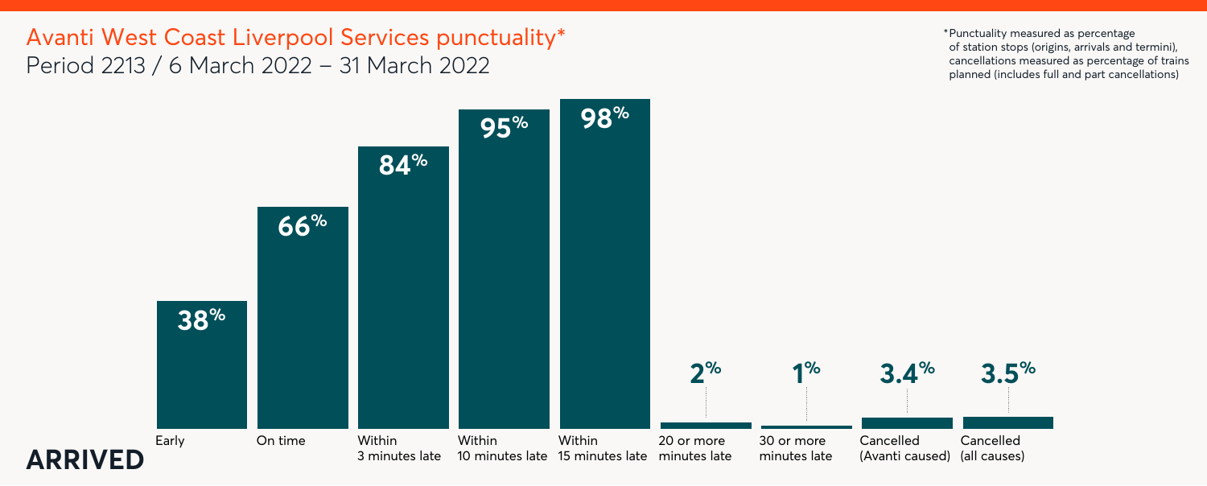# Avanti West Coast Liverpool Services punctuality*

Period 2213 / 6 March 2022 – 31 March 2022

*Punctuality measured as percentage of station stops (origins, arrivals and termini), cancellations measured as percentage of trains planned (includes full and part cancellations)

**ARRIVED**

| Early | On time | Within 3 minutes late | Within 10 minutes late | Within 15 minutes late | 20 or more minutes late | 30 or more minutes late | Cancelled (Avanti caused) | Cancelled (all causes) |
|---|---|---|---|---|---|---|---|---|
| 38% | 66% | 84% | 95% | 98% | 2% | 1% | 3.4% | 3.5% |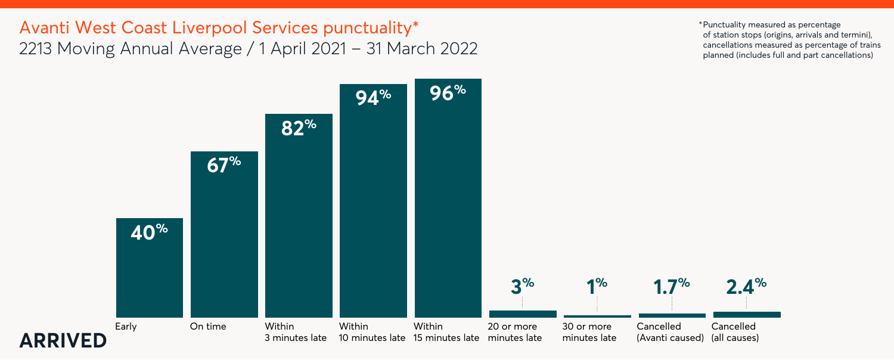# Avanti West Coast Liverpool Services punctuality*

2213 Moving Annual Average / 1 April 2021 – 31 March 2022

*Punctuality measured as percentage of station stops (origins, arrivals and termini), cancellations measured as percentage of trains planned (includes full and part cancellations)

**ARRIVED**

| Early | On time | Within 3 minutes late | Within 10 minutes late | Within 15 minutes late | 20 or more minutes late | 30 or more minutes late | Cancelled (Avanti caused) | Cancelled (all causes) |
|---|---|---|---|---|---|---|---|---|
| 40% | 67% | 82% | 94% | 96% | 3% | 1% | 1.7% | 2.4% |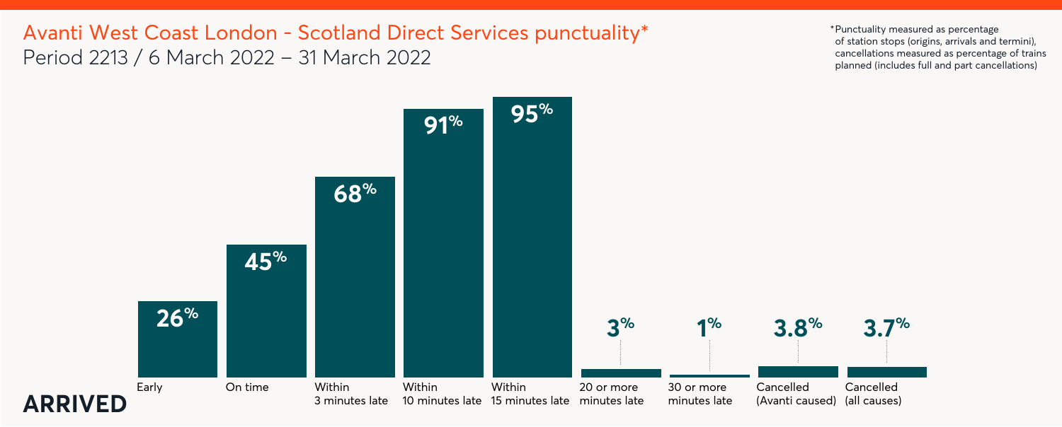# Avanti West Coast London - Scotland Direct Services punctuality*

## Period 2213 / 6 March 2022 – 31 March 2022

*Punctuality measured as percentage of station stops (origins, arrivals and termini), cancellations measured as percentage of trains planned (includes full and part cancellations)

| Early | On time | Within 3 minutes late | Within 10 minutes late | Within 15 minutes late | 20 or more minutes late | 30 or more minutes late | Cancelled (Avanti caused) | Cancelled (all causes) |
| --- | --- | --- | --- | --- | --- | --- | --- | --- |
| 26% | 45% | 68% | 91% | 95% | 3% | 1% | 3.8% | 3.7% |

**ARRIVED**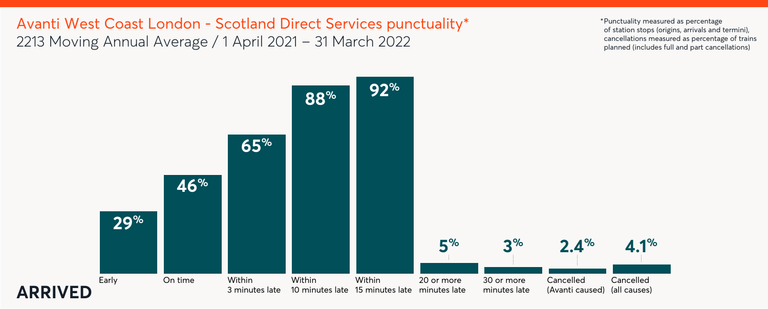# Avanti West Coast London - Scotland Direct Services punctuality*

2213 Moving Annual Average / 1 April 2021 – 31 March 2022

*Punctuality measured as percentage of station stops (origins, arrivals and termini), cancellations measured as percentage of trains planned (includes full and part cancellations)

**ARRIVED**

| Early | On time | Within 3 minutes late | Within 10 minutes late | Within 15 minutes late | 20 or more minutes late | 30 or more minutes late | Cancelled (Avanti caused) | Cancelled (all causes) |
|---|---|---|---|---|---|---|---|---|
| 29% | 46% | 65% | 88% | 92% | 5% | 3% | 2.4% | 4.1% |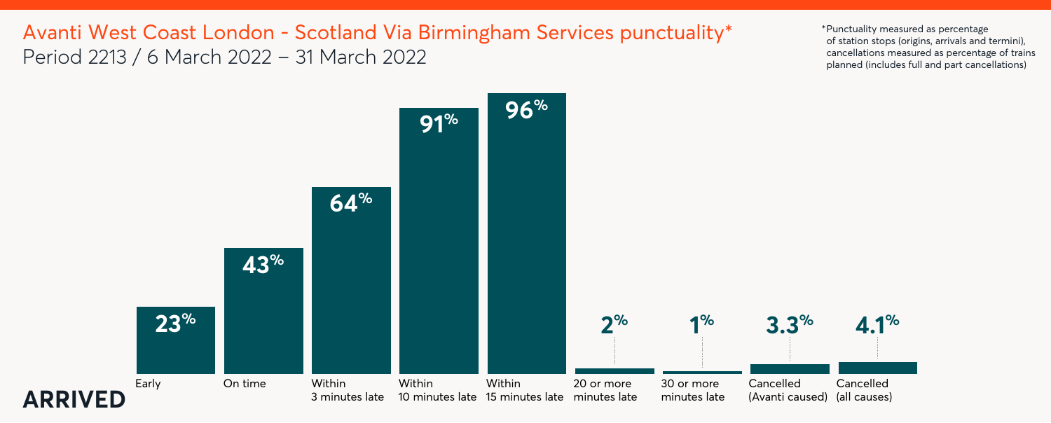# Avanti West Coast London - Scotland Via Birmingham Services punctuality*

Period 2213 / 6 March 2022 – 31 March 2022

*Punctuality measured as percentage of station stops (origins, arrivals and termini), cancellations measured as percentage of trains planned (includes full and part cancellations)

**ARRIVED**

| Early | On time | Within 3 minutes late | Within 10 minutes late | Within 15 minutes late | 20 or more minutes late | 30 or more minutes late | Cancelled (Avanti caused) | Cancelled (all causes) |
| --- | --- | --- | --- | --- | --- | --- | --- | --- |
| 23% | 43% | 64% | 91% | 96% | 2% | 1% | 3.3% | 4.1% |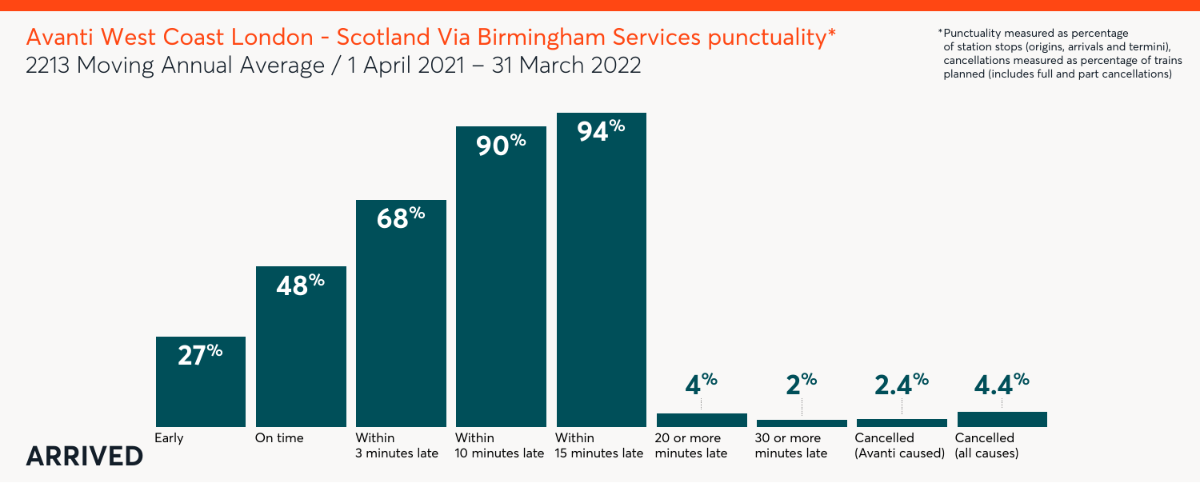# Avanti West Coast London - Scotland Via Birmingham Services punctuality*

2213 Moving Annual Average / 1 April 2021 – 31 March 2022

*Punctuality measured as percentage of station stops (origins, arrivals and termini), cancellations measured as percentage of trains planned (includes full and part cancellations)

**ARRIVED**

| Early | On time | Within 3 minutes late | Within 10 minutes late | Within 15 minutes late | 20 or more minutes late | 30 or more minutes late | Cancelled (Avanti caused) | Cancelled (all causes) |
|---|---|---|---|---|---|---|---|---|
| 27% | 48% | 68% | 90% | 94% | 4% | 2% | 2.4% | 4.4% |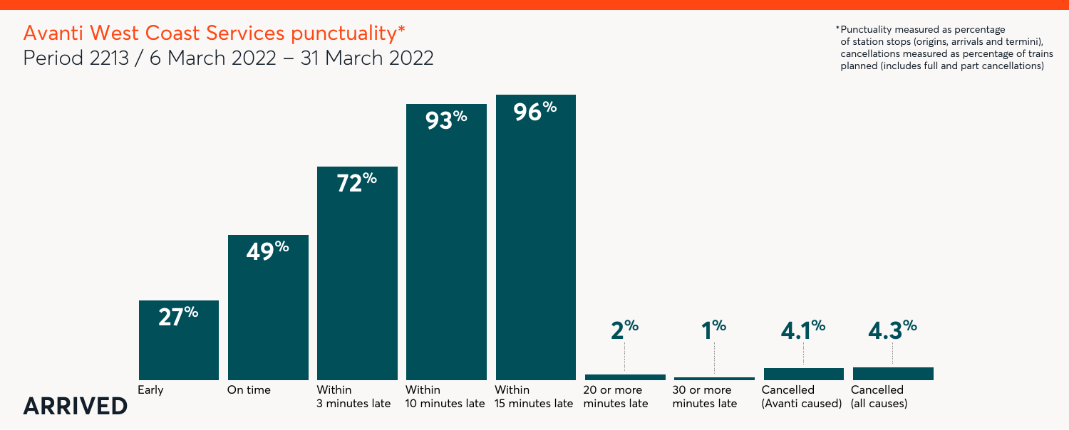# Avanti West Coast Services punctuality*

## Period 2213 / 6 March 2022 – 31 March 2022

*Punctuality measured as percentage of station stops (origins, arrivals and termini), cancellations measured as percentage of trains planned (includes full and part cancellations)

**ARRIVED**

| Early | On time | Within 3 minutes late | Within 10 minutes late | Within 15 minutes late | 20 or more minutes late | 30 or more minutes late | Cancelled (Avanti caused) | Cancelled (all causes) |
|---|---|---|---|---|---|---|---|---|
| 27% | 49% | 72% | 93% | 96% | 2% | 1% | 4.1% | 4.3% |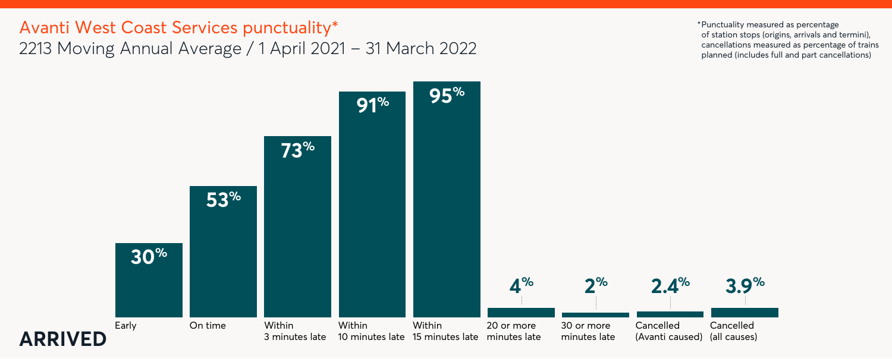# Avanti West Coast Services punctuality*

2213 Moving Annual Average / 1 April 2021 – 31 March 2022

*Punctuality measured as percentage of station stops (origins, arrivals and termini), cancellations measured as percentage of trains planned (includes full and part cancellations)

**ARRIVED**

| Early | On time | Within 3 minutes late | Within 10 minutes late | Within 15 minutes late | 20 or more minutes late | 30 or more minutes late | Cancelled (Avanti caused) | Cancelled (all causes) |
|---|---|---|---|---|---|---|---|---|
| 30% | 53% | 73% | 91% | 95% | 4% | 2% | 2.4% | 3.9% |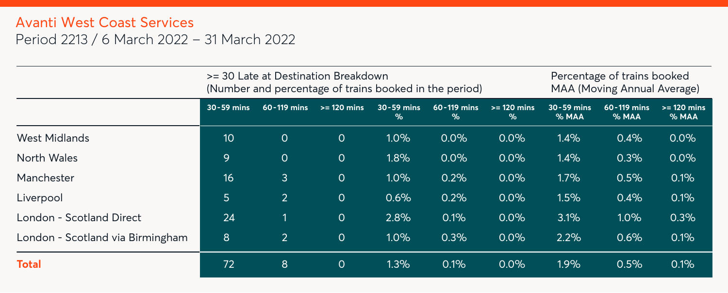## Avanti West Coast Services

Period 2213 / 6 March 2022 – 31 March 2022

| | >= 30 Late at Destination Breakdown (Number and percentage of trains booked in the period) | | | | | | Percentage of trains booked MAA (Moving Annual Average) | | |
|---|---|---|---|---|---|---|---|---|---|
| | 30-59 mins | 60-119 mins | >= 120 mins | 30-59 mins % | 60-119 mins % | >= 120 mins % | 30-59 mins % MAA | 60-119 mins % MAA | >= 120 mins % MAA |
| West Midlands | 10 | 0 | 0 | 1.0% | 0.0% | 0.0% | 1.4% | 0.4% | 0.0% |
| North Wales | 9 | 0 | 0 | 1.8% | 0.0% | 0.0% | 1.4% | 0.3% | 0.0% |
| Manchester | 16 | 3 | 0 | 1.0% | 0.2% | 0.0% | 1.7% | 0.5% | 0.1% |
| Liverpool | 5 | 2 | 0 | 0.6% | 0.2% | 0.0% | 1.5% | 0.4% | 0.1% |
| London - Scotland Direct | 24 | 1 | 0 | 2.8% | 0.1% | 0.0% | 3.1% | 1.0% | 0.3% |
| London - Scotland via Birmingham | 8 | 2 | 0 | 1.0% | 0.3% | 0.0% | 2.2% | 0.6% | 0.1% |
| **Total** | 72 | 8 | 0 | 1.3% | 0.1% | 0.0% | 1.9% | 0.5% | 0.1% |